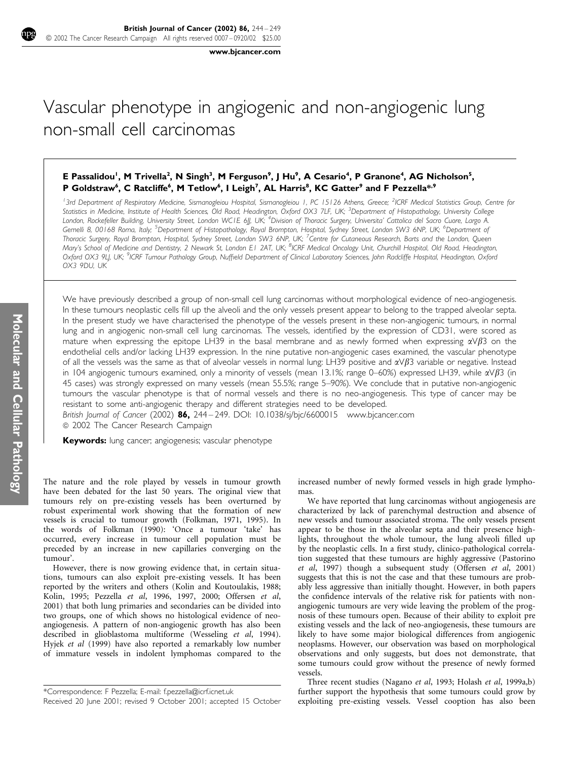# Vascular phenotype in angiogenic and non-angiogenic lung non-small cell carcinomas

**E Passalidou[1], M Trivella[2], N Singh[3], M Ferguson[9], J Hu[9], A Cesario[4], P Granone[4], AG Nicholson[5], P Goldstraw[6], C Ratcliffe[6], M Tetlow[6], I Leigh[7], AL Harris[8], KC Gatter[9] and F Pezzella*[,9]**

[1]3rd Department of Respiratory Medicine, Sismanogleiou Hospital, Sismanogleiou 1, PC 15126 Athens, Greece; [2]ICRF Medical Statistics Group, Centre for Statistics in Medicine, Institute of Health Sciences, Old Road, Headington, Oxford OX3 7LF, UK; [3]Department of Histopathology, University College London, Rockefeller Building, University Street, London WC1E 6JJ, UK; [4]Division of Thoracic Surgery, Universita' Cattolica del Sacro Cuore, Largo A. Gemelli 8, 00168 Roma, Italy; [5]Department of Histopathology, Royal Brompton, Hospital, Sydney Street, London SW3 6NP, UK; [6]Department of Thoracic Surgery, Royal Brompton, Hospital, Sydney Street, London SW3 6NP, UK; [7]Centre for Cutaneous Research, Barts and the London, Queen Mary's School of Medicine and Dentistry, 2 Newark St, London E1 2AT, UK; [8]ICRF Medical Oncology Unit, Churchill Hospital, Old Road, Headington, Oxford OX3 9LJ, UK; [9]ICRF Tumour Pathology Group, Nuffield Department of Clinical Laboratory Sciences, John Radcliffe Hospital, Headington, Oxford OX3 9DU, UK

We have previously described a group of non-small cell lung carcinomas without morphological evidence of neo-angiogenesis. In these tumours neoplastic cells fill up the alveoli and the only vessels present appear to belong to the trapped alveolar septa. In the present study we have characterised the phenotype of the vessels present in these non-angiogenic tumours, in normal lung and in angiogenic non-small cell lung carcinomas. The vessels, identified by the expression of CD31, were scored as mature when expressing the epitope LH39 in the basal membrane and as newly formed when expressing $\alpha V\beta 3$ on the endothelial cells and/or lacking LH39 expression. In the nine putative non-angiogenic cases examined, the vascular phenotype of all the vessels was the same as that of alveolar vessels in normal lung: LH39 positive and $\alpha V\beta 3$ variable or negative. Instead in 104 angiogenic tumours examined, only a minority of vessels (mean 13.1%; range 0–60%) expressed LH39, while $\alpha V\beta 3$ (in 45 cases) was strongly expressed on many vessels (mean 55.5%; range 5–90%). We conclude that in putative non-angiogenic tumours the vascular phenotype is that of normal vessels and there is no neo-angiogenesis. This type of cancer may be resistant to some anti-angiogenic therapy and different strategies need to be developed.

*British Journal of Cancer* (2002) **86,** 244–249. DOI: 10.1038/sj/bjc/6600015 www.bjcancer.com

© 2002 The Cancer Research Campaign

**Keywords:** lung cancer; angiogenesis; vascular phenotype

The nature and the role played by vessels in tumour growth have been debated for the last 50 years. The original view that tumours rely on pre-existing vessels has been overturned by robust experimental work showing that the formation of new vessels is crucial to tumour growth (Folkman, 1971, 1995). In the words of Folkman (1990): 'Once a tumour 'take' has occurred, every increase in tumour cell population must be preceded by an increase in new capillaries converging on the tumour'.

However, there is now growing evidence that, in certain situations, tumours can also exploit pre-existing vessels. It has been reported by the writers and others (Kolin and Koutoulakis, 1988; Kolin, 1995; Pezzella *et al*, 1996, 1997, 2000; Offersen *et al*, 2001) that both lung primaries and secondaries can be divided into two groups, one of which shows no histological evidence of neo-angiogenesis. A pattern of non-angiogenic growth has also been described in glioblastoma multiforme (Wesseling *et al*, 1994). Hyjek *et al* (1999) have also reported a remarkably low number of immature vessels in indolent lymphomas compared to the increased number of newly formed vessels in high grade lymphomas.

We have reported that lung carcinomas without angiogenesis are characterized by lack of parenchymal destruction and absence of new vessels and tumour associated stroma. The only vessels present appear to be those in the alveolar septa and their presence highlights, throughout the whole tumour, the lung alveoli filled up by the neoplastic cells. In a first study, clinico-pathological correlation suggested that these tumours are highly aggressive (Pastorino *et al*, 1997) though a subsequent study (Offersen *et al*, 2001) suggests that this is not the case and that these tumours are probably less aggressive than initially thought. However, in both papers the confidence intervals of the relative risk for patients with non-angiogenic tumours are very wide leaving the problem of the prognosis of these tumours open. Because of their ability to exploit pre existing vessels and the lack of neo-angiogenesis, these tumours are likely to have some major biological differences from angiogenic neoplasms. However, our observation was based on morphological observations and only suggests, but does not demonstrate, that some tumours could grow without the presence of newly formed vessels.

Three recent studies (Nagano *et al*, 1993; Holash *et al*, 1999a,b) further support the hypothesis that some tumours could grow by exploiting pre-existing vessels. Vessel cooption has also been

*Correspondence: F Pezzella; E-mail: f.pezzella@icrf.icnet.uk
Received 20 June 2001; revised 9 October 2001; accepted 15 October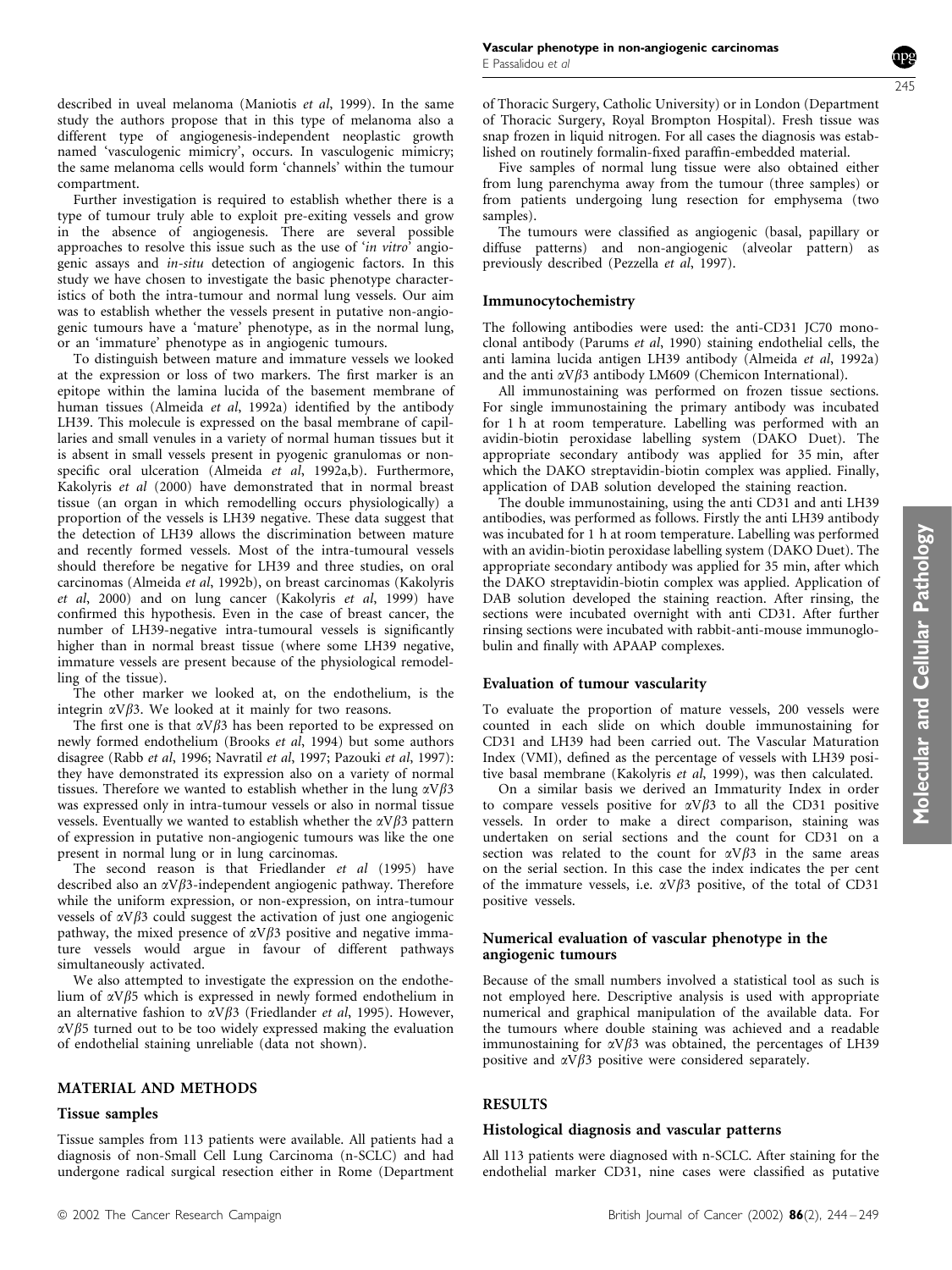described in uveal melanoma (Maniotis *et al*, 1999). In the same study the authors propose that in this type of melanoma also a different type of angiogenesis-independent neoplastic growth named 'vasculogenic mimicry', occurs. In vasculogenic mimicry; the same melanoma cells would form 'channels' within the tumour compartment.

Further investigation is required to establish whether there is a type of tumour truly able to exploit pre-exiting vessels and grow in the absence of angiogenesis. There are several possible approaches to resolve this issue such as the use of '*in vitro*' angiogenic assays and *in-situ* detection of angiogenic factors. In this study we have chosen to investigate the basic phenotype characteristics of both the intra-tumour and normal lung vessels. Our aim was to establish whether the vessels present in putative non-angiogenic tumours have a 'mature' phenotype, as in the normal lung, or an 'immature' phenotype as in angiogenic tumours.

To distinguish between mature and immature vessels we looked at the expression or loss of two markers. The first marker is an epitope within the lamina lucida of the basement membrane of human tissues (Almeida *et al*, 1992a) identified by the antibody LH39. This molecule is expressed on the basal membrane of capillaries and small venules in a variety of normal human tissues but it is absent in small vessels present in pyogenic granulomas or non-specific oral ulceration (Almeida *et al*, 1992a,b). Furthermore, Kakolyris *et al* (2000) have demonstrated that in normal breast tissue (an organ in which remodelling occurs physiologically) a proportion of the vessels is LH39 negative. These data suggest that the detection of LH39 allows the discrimination between mature and recently formed vessels. Most of the intra-tumoural vessels should therefore be negative for LH39 and three studies, on oral carcinomas (Almeida *et al*, 1992b), on breast carcinomas (Kakolyris *et al*, 2000) and on lung cancer (Kakolyris *et al*, 1999) have confirmed this hypothesis. Even in the case of breast cancer, the number of LH39-negative intra-tumoural vessels is significantly higher than in normal breast tissue (where some LH39 negative, immature vessels are present because of the physiological remodelling of the tissue).

The other marker we looked at, on the endothelium, is the integrin $\alpha V\beta 3$. We looked at it mainly for two reasons.

The first one is that $\alpha V\beta 3$ has been reported to be expressed on newly formed endothelium (Brooks *et al*, 1994) but some authors disagree (Rabb *et al*, 1996; Navratil *et al*, 1997; Pazouki *et al*, 1997): they have demonstrated its expression also on a variety of normal tissues. Therefore we wanted to establish whether in the lung $\alpha V\beta 3$ was expressed only in intra-tumour vessels or also in normal tissue vessels. Eventually we wanted to establish whether the $\alpha V\beta 3$ pattern of expression in putative non-angiogenic tumours was like the one present in normal lung or in lung carcinomas.

The second reason is that Friedlander *et al* (1995) have described also an $\alpha V\beta 3$-independent angiogenic pathway. Therefore while the uniform expression, or non-expression, on intra-tumour vessels of $\alpha V\beta 3$ could suggest the activation of just one angiogenic pathway, the mixed presence of $\alpha V\beta 3$ positive and negative immature vessels would argue in favour of different pathways simultaneously activated.

We also attempted to investigate the expression on the endothelium of $\alpha V\beta 5$ which is expressed in newly formed endothelium in an alternative fashion to $\alpha V\beta 3$ (Friedlander *et al*, 1995). However, $\alpha V\beta 5$ turned out to be too widely expressed making the evaluation of endothelial staining unreliable (data not shown).

## MATERIAL AND METHODS

### Tissue samples

Tissue samples from 113 patients were available. All patients had a diagnosis of non-Small Cell Lung Carcinoma (n-SCLC) and had undergone radical surgical resection either in Rome (Department of Thoracic Surgery, Catholic University) or in London (Department of Thoracic Surgery, Royal Brompton Hospital). Fresh tissue was snap frozen in liquid nitrogen. For all cases the diagnosis was established on routinely formalin-fixed paraffin-embedded material.

Five samples of normal lung tissue were also obtained either from lung parenchyma away from the tumour (three samples) or from patients undergoing lung resection for emphysema (two samples).

The tumours were classified as angiogenic (basal, papillary or diffuse patterns) and non-angiogenic (alveolar pattern) as previously described (Pezzella *et al*, 1997).

### Immunocytochemistry

The following antibodies were used: the anti-CD31 JC70 monoclonal antibody (Parums *et al*, 1990) staining endothelial cells, the anti lamina lucida antigen LH39 antibody (Almeida *et al*, 1992a) and the anti $\alpha V\beta 3$ antibody LM609 (Chemicon International).

All immunostaining was performed on frozen tissue sections. For single immunostaining the primary antibody was incubated for 1 h at room temperature. Labelling was performed with an avidin-biotin peroxidase labelling system (DAKO Duet). The appropriate secondary antibody was applied for 35 min, after which the DAKO streptavidin-biotin complex was applied. Finally, application of DAB solution developed the staining reaction.

The double immunostaining, using the anti CD31 and anti LH39 antibodies, was performed as follows. Firstly the anti LH39 antibody was incubated for 1 h at room temperature. Labelling was performed with an avidin-biotin peroxidase labelling system (DAKO Duet). The appropriate secondary antibody was applied for 35 min, after which the DAKO streptavidin-biotin complex was applied. Application of DAB solution developed the staining reaction. After rinsing, the sections were incubated overnight with anti CD31. After further rinsing sections were incubated with rabbit-anti-mouse immunoglobulin and finally with APAAP complexes.

### Evaluation of tumour vascularity

To evaluate the proportion of mature vessels, 200 vessels were counted in each slide on which double immunostaining for CD31 and LH39 had been carried out. The Vascular Maturation Index (VMI), defined as the percentage of vessels with LH39 positive basal membrane (Kakolyris *et al*, 1999), was then calculated.

On a similar basis we derived an Immaturity Index in order to compare vessels positive for $\alpha V\beta 3$ to all the CD31 positive vessels. In order to make a direct comparison, staining was undertaken on serial sections and the count for CD31 on a section was related to the count for $\alpha V\beta 3$ in the same areas on the serial section. In this case the index indicates the per cent of the immature vessels, i.e. $\alpha V\beta 3$ positive, of the total of CD31 positive vessels.

### Numerical evaluation of vascular phenotype in the angiogenic tumours

Because of the small numbers involved a statistical tool as such is not employed here. Descriptive analysis is used with appropriate numerical and graphical manipulation of the available data. For the tumours where double staining was achieved and a readable immunostaining for $\alpha V\beta 3$ was obtained, the percentages of LH39 positive and $\alpha V\beta 3$ positive were considered separately.

## RESULTS

### Histological diagnosis and vascular patterns

All 113 patients were diagnosed with n-SCLC. After staining for the endothelial marker CD31, nine cases were classified as putative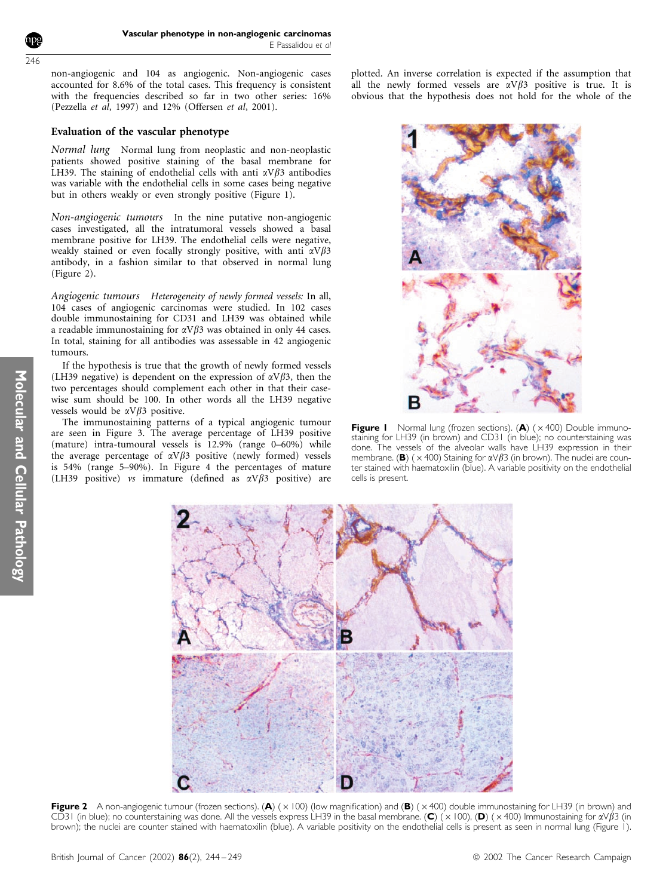non-angiogenic and 104 as angiogenic. Non-angiogenic cases accounted for 8.6% of the total cases. This frequency is consistent with the frequencies described so far in two other series: 16% (Pezzella *et al*, 1997) and 12% (Offersen *et al*, 2001).

## Evaluation of the vascular phenotype

*Normal lung* Normal lung from neoplastic and non-neoplastic patients showed positive staining of the basal membrane for LH39. The staining of endothelial cells with anti $\alpha V\beta 3$ antibodies was variable with the endothelial cells in some cases being negative but in others weakly or even strongly positive (Figure 1).

*Non-angiogenic tumours* In the nine putative non-angiogenic cases investigated, all the intratumoral vessels showed a basal membrane positive for LH39. The endothelial cells were negative, weakly stained or even focally strongly positive, with anti $\alpha V\beta 3$ antibody, in a fashion similar to that observed in normal lung (Figure 2).

*Angiogenic tumours* *Heterogeneity of newly formed vessels:* In all, 104 cases of angiogenic carcinomas were studied. In 102 cases double immunostaining for CD31 and LH39 was obtained while a readable immunostaining for $\alpha V\beta 3$ was obtained in only 44 cases. In total, staining for all antibodies was assessable in 42 angiogenic tumours.

If the hypothesis is true that the growth of newly formed vessels (LH39 negative) is dependent on the expression of $\alpha V\beta 3$, then the two percentages should complement each other in that their casewise sum should be 100. In other words all the LH39 negative vessels would be $\alpha V\beta 3$ positive.

The immunostaining patterns of a typical angiogenic tumour are seen in Figure 3. The average percentage of LH39 positive (mature) intra-tumoural vessels is 12.9% (range 0–60%) while the average percentage of $\alpha V\beta 3$ positive (newly formed) vessels is 54% (range 5–90%). In Figure 4 the percentages of mature (LH39 positive) *vs* immature (defined as $\alpha V\beta 3$ positive) are plotted. An inverse correlation is expected if the assumption that all the newly formed vessels are $\alpha V\beta 3$ positive is true. It is obvious that the hypothesis does not hold for the whole of the

**Figure 1** Normal lung (frozen sections). (**A**) (×400) Double immunostaining for LH39 (in brown) and CD31 (in blue); no counterstaining was done. The vessels of the alveolar walls have LH39 expression in their membrane. (**B**) (×400) Staining for $\alpha V\beta 3$ (in brown). The nuclei are counter stained with haematoxilin (blue). A variable positivity on the endothelial cells is present.

**Figure 2** A non-angiogenic tumour (frozen sections). (**A**) (×100) (low magnification) and (**B**) (×400) double immunostaining for LH39 (in brown) and CD31 (in blue); no counterstaining was done. All the vessels express LH39 in the basal membrane. (**C**) (×100), (**D**) (×400) Immunostaining for $\alpha V\beta 3$ (in brown); the nuclei are counter stained with haematoxilin (blue). A variable positivity on the endothelial cells is present as seen in normal lung (Figure 1).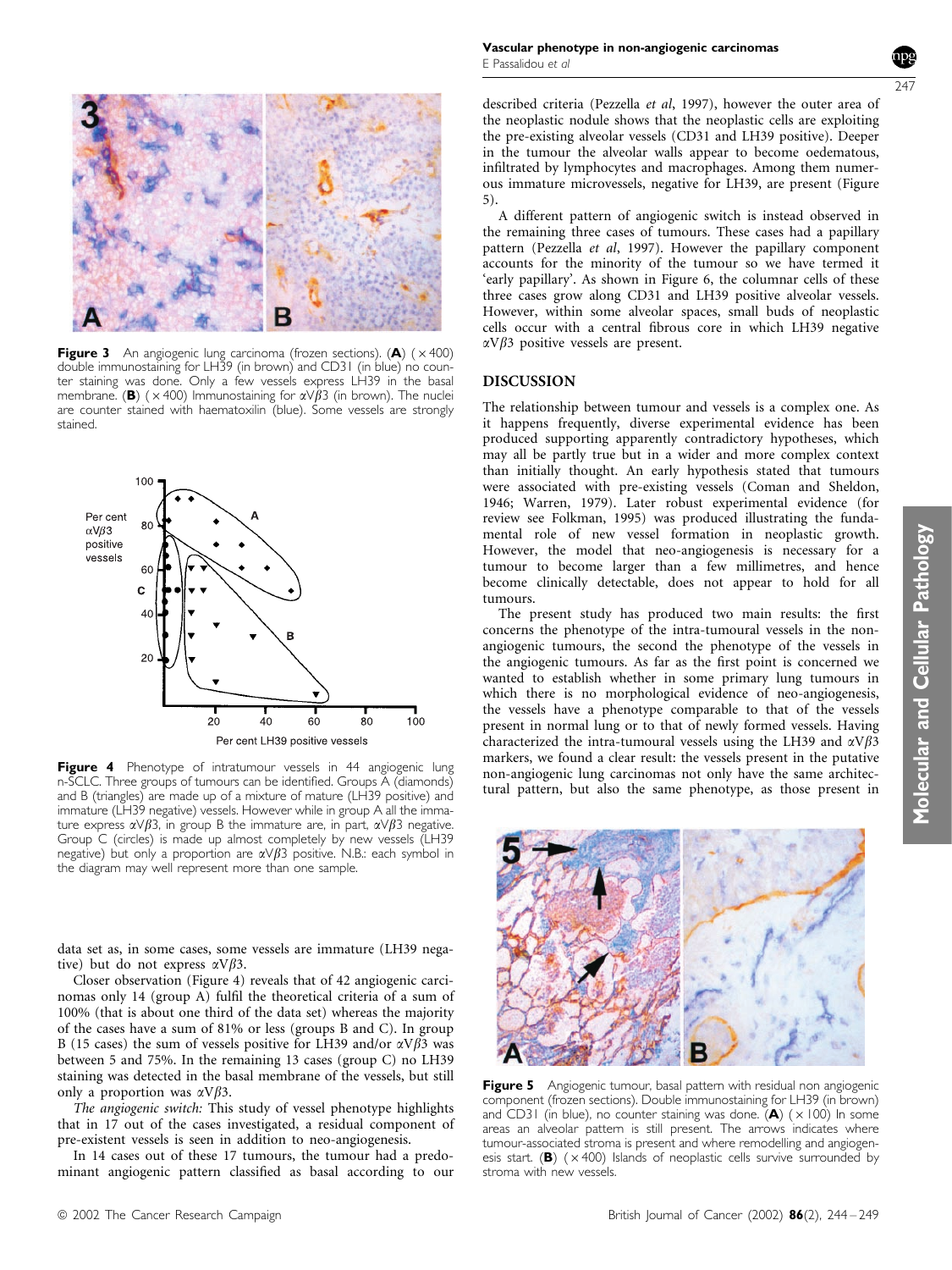Figure 3 An angiogenic lung carcinoma (frozen sections). (**A**) ($\times$400) double immunostaining for LH39 (in brown) and CD31 (in blue) no counter staining was done. Only a few vessels express LH39 in the basal membrane. (**B**) ($\times$400) Immunostaining for $\alpha V\beta 3$ (in brown). The nuclei are counter stained with haematoxilin (blue). Some vessels are strongly stained.

Figure 4 Phenotype of intratumour vessels in 44 angiogenic lung n-SCLC. Three groups of tumours can be identified. Groups A (diamonds) and B (triangles) are made up of a mixture of mature (LH39 positive) and immature (LH39 negative) vessels. However while in group A all the immature express $\alpha V\beta 3$, in group B the immature are, in part, $\alpha V\beta 3$ negative. Group C (circles) is made up almost completely by new vessels (LH39 negative) but only a proportion are $\alpha V\beta 3$ positive. N.B.: each symbol in the diagram may well represent more than one sample.

data set as, in some cases, some vessels are immature (LH39 negative) but do not express $\alpha V\beta 3$.

Closer observation (Figure 4) reveals that of 42 angiogenic carcinomas only 14 (group A) fulfil the theoretical criteria of a sum of 100% (that is about one third of the data set) whereas the majority of the cases have a sum of 81% or less (groups B and C). In group B (15 cases) the sum of vessels positive for LH39 and/or $\alpha V\beta 3$ was between 5 and 75%. In the remaining 13 cases (group C) no LH39 staining was detected in the basal membrane of the vessels, but still only a proportion was $\alpha V\beta 3$.

*The angiogenic switch:* This study of vessel phenotype highlights that in 17 out of the cases investigated, a residual component of pre-existent vessels is seen in addition to neo-angiogenesis.

In 14 cases out of these 17 tumours, the tumour had a predominant angiogenic pattern classified as basal according to our described criteria (Pezzella *et al*, 1997), however the outer area of the neoplastic nodule shows that the neoplastic cells are exploiting the pre-existing alveolar vessels (CD31 and LH39 positive). Deeper in the tumour the alveolar walls appear to become oedematous, infiltrated by lymphocytes and macrophages. Among them numerous immature microvessels, negative for LH39, are present (Figure 5).

A different pattern of angiogenic switch is instead observed in the remaining three cases of tumours. These cases had a papillary pattern (Pezzella *et al*, 1997). However the papillary component accounts for the minority of the tumour so we have termed it 'early papillary'. As shown in Figure 6, the columnar cells of these three cases grow along CD31 and LH39 positive alveolar vessels. However, within some alveolar spaces, small buds of neoplastic cells occur with a central fibrous core in which LH39 negative $\alpha V\beta 3$ positive vessels are present.

## DISCUSSION

The relationship between tumour and vessels is a complex one. As it happens frequently, diverse experimental evidence has been produced supporting apparently contradictory hypotheses, which may all be partly true but in a wider and more complex context than initially thought. An early hypothesis stated that tumours were associated with pre-existing vessels (Coman and Sheldon, 1946; Warren, 1979). Later robust experimental evidence (for review see Folkman, 1995) was produced illustrating the fundamental role of new vessel formation in neoplastic growth. However, the model that neo-angiogenesis is necessary for a tumour to become larger than a few millimetres, and hence become clinically detectable, does not appear to hold for all tumours.

The present study has produced two main results: the first concerns the phenotype of the intra-tumoural vessels in the non-angiogenic tumours, the second the phenotype of the vessels in the angiogenic tumours. As far as the first point is concerned we wanted to establish whether in some primary lung tumours in which there is no morphological evidence of neo-angiogenesis, the vessels have a phenotype comparable to that of the vessels present in normal lung or to that of newly formed vessels. Having characterized the intra-tumoural vessels using the LH39 and $\alpha V\beta 3$ markers, we found a clear result: the vessels present in the putative non-angiogenic lung carcinomas not only have the same architectural pattern, but also the same phenotype, as those present in

Figure 5 Angiogenic tumour, basal pattern with residual non angiogenic component (frozen sections). Double immunostaining for LH39 (in brown) and CD31 (in blue), no counter staining was done. (**A**) ($\times$100) In some areas an alveolar pattern is still present. The arrows indicates where tumour-associated stroma is present and where remodelling and angiogenesis start. (**B**) ($\times$400) Islands of neoplastic cells survive surrounded by stroma with new vessels.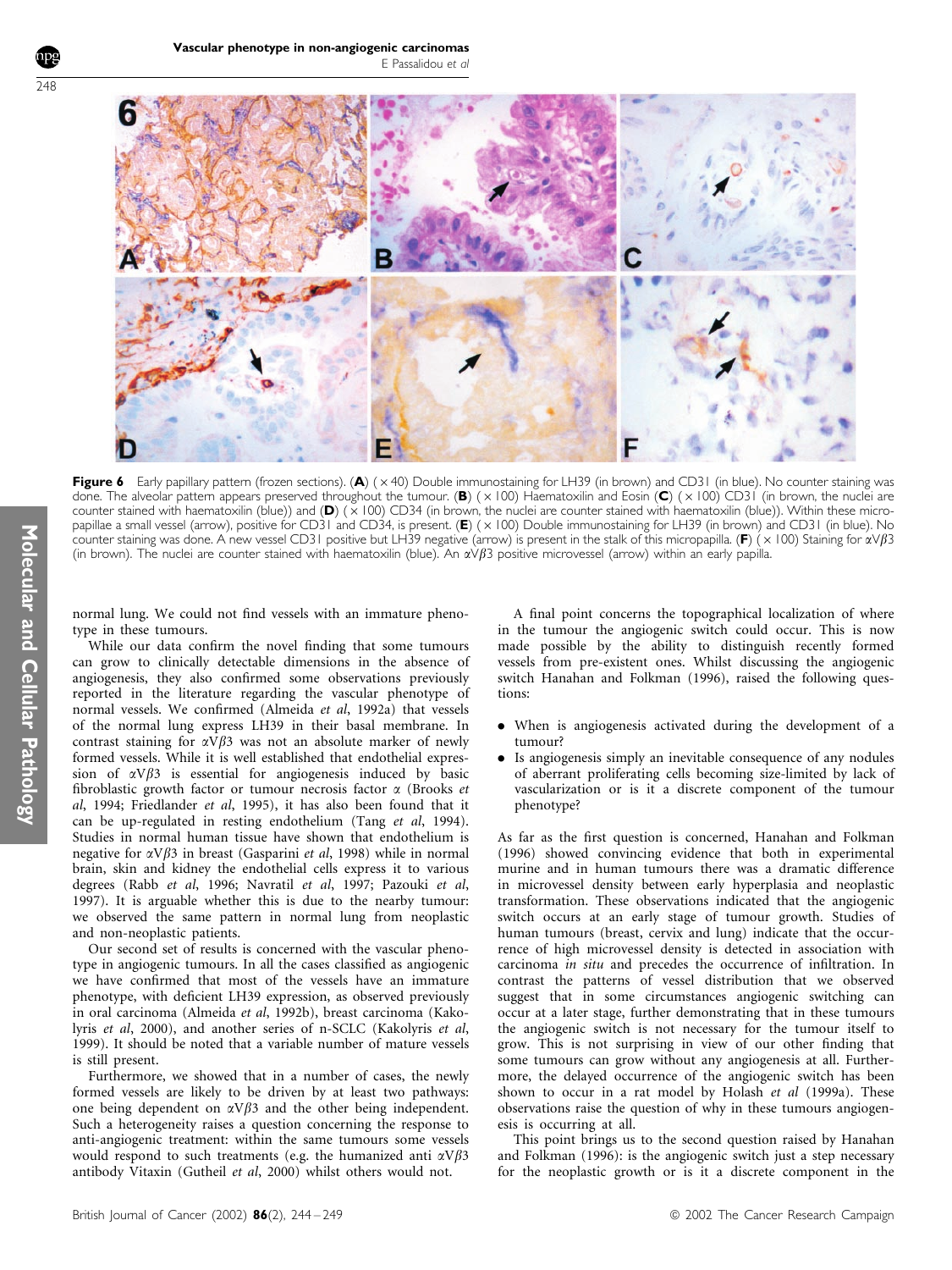**Figure 6** Early papillary pattern (frozen sections). (**A**) (×40) Double immunostaining for LH39 (in brown) and CD31 (in blue). No counter staining was done. The alveolar pattern appears preserved throughout the tumour. (**B**) (×100) Haematoxilin and Eosin (**C**) (×100) CD31 (in brown, the nuclei are counter stained with haematoxilin (blue)) and (**D**) (×100) CD34 (in brown, the nuclei are counter stained with haematoxilin (blue)). Within these micro-papillae a small vessel (arrow), positive for CD31 and CD34, is present. (**E**) (×100) Double immunostaining for LH39 (in brown) and CD31 (in blue). No counter staining was done. A new vessel CD31 positive but LH39 negative (arrow) is present in the stalk of this micropapilla. (**F**) (×100) Staining for $\alpha V\beta 3$ (in brown). The nuclei are counter stained with haematoxilin (blue). An $\alpha V\beta 3$ positive microvessel (arrow) within an early papilla.

normal lung. We could not find vessels with an immature phenotype in these tumours.

While our data confirm the novel finding that some tumours can grow to clinically detectable dimensions in the absence of angiogenesis, they also confirmed some observations previously reported in the literature regarding the vascular phenotype of normal vessels. We confirmed (Almeida *et al*, 1992a) that vessels of the normal lung express LH39 in their basal membrane. In contrast staining for $\alpha V\beta 3$ was not an absolute marker of newly formed vessels. While it is well established that endothelial expression of $\alpha V\beta 3$ is essential for angiogenesis induced by basic fibroblastic growth factor or tumour necrosis factor $\alpha$ (Brooks *et al*, 1994; Friedlander *et al*, 1995), it has also been found that it can be up-regulated in resting endothelium (Tang *et al*, 1994). Studies in normal human tissue have shown that endothelium is negative for $\alpha V\beta 3$ in breast (Gasparini *et al*, 1998) while in normal brain, skin and kidney the endothelial cells express it to various degrees (Rabb *et al*, 1996; Navratil *et al*, 1997; Pazouki *et al*, 1997). It is arguable whether this is due to the nearby tumour: we observed the same pattern in normal lung from neoplastic and non-neoplastic patients.

Our second set of results is concerned with the vascular phenotype in angiogenic tumours. In all the cases classified as angiogenic we have confirmed that most of the vessels have an immature phenotype, with deficient LH39 expression, as observed previously in oral carcinoma (Almeida *et al*, 1992b), breast carcinoma (Kakolyris *et al*, 2000), and another series of n-SCLC (Kakolyris *et al*, 1999). It should be noted that a variable number of mature vessels is still present.

Furthermore, we showed that in a number of cases, the newly formed vessels are likely to be driven by at least two pathways: one being dependent on $\alpha V\beta 3$ and the other being independent. Such a heterogeneity raises a question concerning the response to anti-angiogenic treatment: within the same tumours some vessels would respond to such treatments (e.g. the humanized anti $\alpha V\beta 3$ antibody Vitaxin (Gutheil *et al*, 2000) whilst others would not.

A final point concerns the topographical localization of where in the tumour the angiogenic switch could occur. This is now made possible by the ability to distinguish recently formed vessels from pre-existent ones. Whilst discussing the angiogenic switch Hanahan and Folkman (1996), raised the following questions:

- When is angiogenesis activated during the development of a tumour?
- Is angiogenesis simply an inevitable consequence of any nodules of aberrant proliferating cells becoming size-limited by lack of vascularization or is it a discrete component of the tumour phenotype?

As far as the first question is concerned, Hanahan and Folkman (1996) showed convincing evidence that both in experimental murine and in human tumours there was a dramatic difference in microvessel density between early hyperplasia and neoplastic transformation. These observations indicated that the angiogenic switch occurs at an early stage of tumour growth. Studies of human tumours (breast, cervix and lung) indicate that the occurrence of high microvessel density is detected in association with carcinoma *in situ* and precedes the occurrence of infiltration. In contrast the patterns of vessel distribution that we observed suggest that in some circumstances angiogenic switching can occur at a later stage, further demonstrating that in these tumours the angiogenic switch is not necessary for the tumour itself to grow. This is not surprising in view of our other finding that some tumours can grow without any angiogenesis at all. Furthermore, the delayed occurrence of the angiogenic switch has been shown to occur in a rat model by Holash *et al* (1999a). These observations raise the question of why in these tumours angiogenesis is occurring at all.

This point brings us to the second question raised by Hanahan and Folkman (1996): is the angiogenic switch just a step necessary for the neoplastic growth or is it a discrete component in the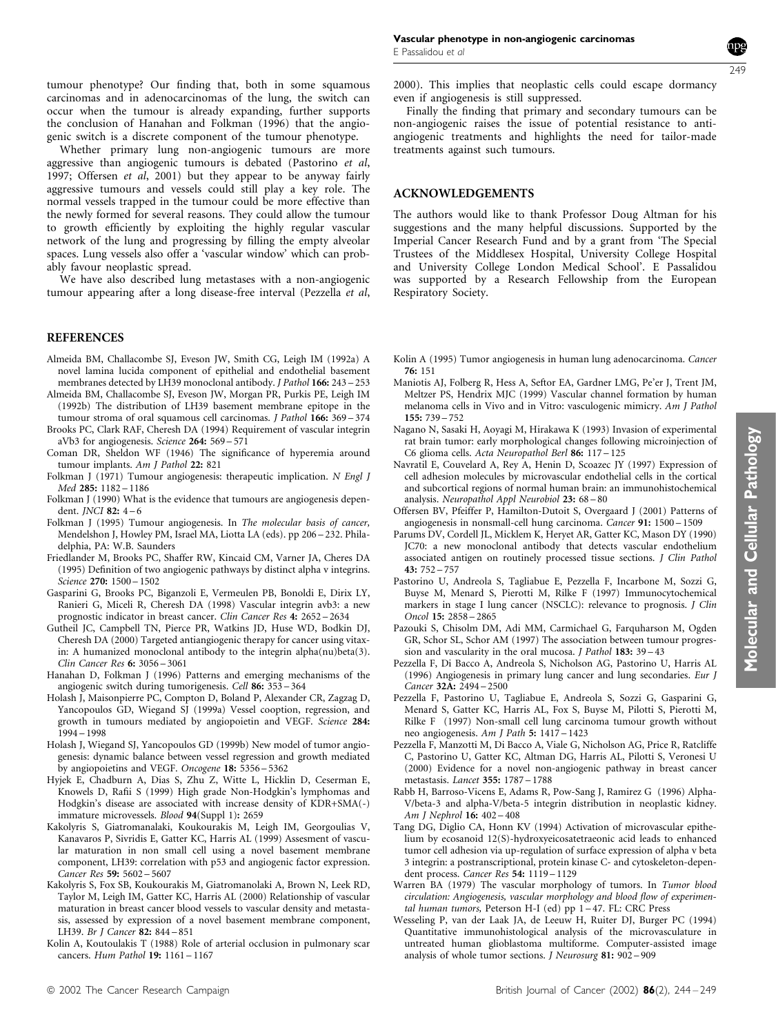tumour phenotype? Our finding that, both in some squamous carcinomas and in adenocarcinomas of the lung, the switch can occur when the tumour is already expanding, further supports the conclusion of Hanahan and Folkman (1996) that the angiogenic switch is a discrete component of the tumour phenotype.

Whether primary lung non-angiogenic tumours are more aggressive than angiogenic tumours is debated (Pastorino *et al*, 1997; Offersen *et al*, 2001) but they appear to be anyway fairly aggressive tumours and vessels could still play a key role. The normal vessels trapped in the tumour could be more effective than the newly formed for several reasons. They could allow the tumour to growth efficiently by exploiting the highly regular vascular network of the lung and progressing by filling the empty alveolar spaces. Lung vessels also offer a 'vascular window' which can probably favour neoplastic spread.

We have also described lung metastases with a non-angiogenic tumour appearing after a long disease-free interval (Pezzella *et al*, 2000). This implies that neoplastic cells could escape dormancy even if angiogenesis is still suppressed.

Finally the finding that primary and secondary tumours can be non-angiogenic raises the issue of potential resistance to anti-angiogenic treatments and highlights the need for tailor-made treatments against such tumours.

## ACKNOWLEDGEMENTS

The authors would like to thank Professor Doug Altman for his suggestions and the many helpful discussions. Supported by the Imperial Cancer Research Fund and by a grant from 'The Special Trustees of the Middlesex Hospital, University College Hospital and University College London Medical School'. E Passalidou was supported by a Research Fellowship from the European Respiratory Society.

## REFERENCES

Almeida BM, Challacombe SJ, Eveson JW, Smith CG, Leigh IM (1992a) A novel lamina lucida component of epithelial and endothelial basement membranes detected by LH39 monoclonal antibody. *J Pathol* **166:** 243 – 253

Almeida BM, Challacombe SJ, Eveson JW, Morgan PR, Purkis PE, Leigh IM (1992b) The distribution of LH39 basement membrane epitope in the tumour stroma of oral squamous cell carcinomas. *J Pathol* **166:** 369 – 374

Brooks PC, Clark RAF, Cheresh DA (1994) Requirement of vascular integrin aVb3 for angiogenesis. *Science* **264:** 569 – 571

Coman DR, Sheldon WF (1946) The significance of hyperemia around tumour implants. *Am J Pathol* **22:** 821

Folkman J (1971) Tumour angiogenesis: therapeutic implication. *N Engl J Med* **285:** 1182 – 1186

Folkman J (1990) What is the evidence that tumours are angiogenesis dependent. *JNCI* **82:** 4 – 6

Folkman J (1995) Tumour angiogenesis. In *The molecular basis of cancer*, Mendelshon J, Howley PM, Israel MA, Liotta LA (eds). pp 206 – 232. Philadelphia, PA: W.B. Saunders

Friedlander M, Brooks PC, Shaffer RW, Kincaid CM, Varner JA, Cheres DA (1995) Definition of two angiogenic pathways by distinct alpha v integrins. *Science* **270:** 1500 – 1502

Gasparini G, Brooks PC, Biganzoli E, Vermeulen PB, Bonoldi E, Dirix LY, Ranieri G, Miceli R, Cheresh DA (1998) Vascular integrin avb3: a new prognostic indicator in breast cancer. *Clin Cancer Res* **4:** 2652 – 2634

Gutheil JC, Campbell TN, Pierce PR, Watkins JD, Huse WD, Bodkin DJ, Cheresh DA (2000) Targeted antiangiogenic therapy for cancer using vitaxin: A humanized monoclonal antibody to the integrin alpha(nu)beta(3). *Clin Cancer Res* **6:** 3056 – 3061

Hanahan D, Folkman J (1996) Patterns and emerging mechanisms of the angiogenic switch during tumorigenesis. *Cell* **86:** 353 – 364

Holash J, Maisonpierre PC, Compton D, Boland P, Alexander CR, Zagzag D, Yancopoulos GD, Wiegand SJ (1999a) Vessel cooption, regression, and growth in tumours mediated by angiopoietin and VEGF. *Science* **284:** 1994 – 1998

Holash J, Wiegand SJ, Yancopoulos GD (1999b) New model of tumor angiogenesis: dynamic balance between vessel regression and growth mediated by angiopoietins and VEGF. *Oncogene* **18:** 5356 – 5362

Hyjek E, Chadburn A, Dias S, Zhu Z, Witte L, Hicklin D, Ceserman E, Knowels D, Rafii S (1999) High grade Non-Hodgkin's lymphomas and Hodgkin's disease are associated with increase density of KDR+SMA(-) immature microvessels. *Blood* **94**(Suppl 1)**:** 2659

Kakolyris S, Giatromanalaki, Koukourakis M, Leigh IM, Georgoulis V, Kanavaros P, Sivridis E, Gatter KC, Harris AL (1999) Assesment of vascular maturation in non small cell using a novel basement membrane component, LH39: correlation with p53 and angiogenic factor expression. *Cancer Res* **59:** 5602 – 5607

Kakolyris S, Fox SB, Koukourakis M, Giatromanolaki A, Brown N, Leek RD, Taylor M, Leigh IM, Gatter KC, Harris AL (2000) Relationship of vascular maturation in breast cancer blood vessels to vascular density and metastasis, assessed by expression of a novel basement membrane component, LH39. *Br J Cancer* **82:** 844 – 851

Kolin A, Koutoulakis T (1988) Role of arterial occlusion in pulmonary scar cancers. *Hum Pathol* **19:** 1161 – 1167

Kolin A (1995) Tumor angiogenesis in human lung adenocarcinoma. *Cancer* **76:** 151

Maniotis AJ, Folberg R, Hess A, Seftor EA, Gardner LMG, Pe'er J, Trent JM, Meltzer PS, Hendrix MJC (1999) Vascular channel formation by human melanoma cells in Vivo and in Vitro: vasculogenic mimicry. *Am J Pathol* **155:** 739 – 752

Nagano N, Sasaki H, Aoyagi M, Hirakawa K (1993) Invasion of experimental rat brain tumor: early morphological changes following microinjection of C6 glioma cells. *Acta Neuropathol Berl* **86:** 117 – 125

Navratil E, Couvelard A, Rey A, Henin D, Scoazec JY (1997) Expression of cell adhesion molecules by microvascular endothelial cells in the cortical and subcortical regions of normal human brain: an immunohistochemical analysis. *Neuropathol Appl Neurobiol* **23:** 68 – 80

Offersen BV, Pfeiffer P, Hamilton-Dutoit S, Overgaard J (2001) Patterns of angiogenesis in nonsmall-cell hung carcinoma. *Cancer* **91:** 1500 – 1509

Parums DV, Cordell JL, Micklem K, Heryet AR, Gatter KC, Mason DY (1990) JC70: a new monoclonal antibody that detects vascular endothelium associated antigen on routinely processed tissue sections. *J Clin Pathol* **43:** 752 – 757

Pastorino U, Andreola S, Tagliabue E, Pezzella F, Incarbone M, Sozzi G, Buyse M, Menard S, Pierotti M, Rilke F (1997) Immunocytochemical markers in stage I lung cancer (NSCLC): relevance to prognosis. *J Clin Oncol* **15:** 2858 – 2865

Pazouki S, Chisolm DM, Adi MM, Carmichael G, Farquharson M, Ogden GR, Schor SL, Schor AM (1997) The association between tumour progression and vascularity in the oral mucosa. *J Pathol* **183:** 39 – 43

Pezzella F, Di Bacco A, Andreola S, Nicholson AG, Pastorino U, Harris AL (1996) Angiogenesis in primary lung cancer and lung secondaries. *Eur J Cancer* **32A:** 2494 – 2500

Pezzella F, Pastorino U, Tagliabue E, Andreola S, Sozzi G, Gasparini G, Menard S, Gatter KC, Harris AL, Fox S, Buyse M, Pilotti S, Pierotti M, Rilke F (1997) Non-small cell lung carcinoma tumour growth without neo angiogenesis. *Am J Path* **5:** 1417 – 1423

Pezzella F, Manzotti M, Di Bacco A, Viale G, Nicholson AG, Price R, Ratcliffe C, Pastorino U, Gatter KC, Altman DG, Harris AL, Pilotti S, Veronesi U (2000) Evidence for a novel non-angiogenic pathway in breast cancer metastasis. *Lancet* **355:** 1787 – 1788

Rabb H, Barroso-Vicens E, Adams R, Pow-Sang J, Ramirez G (1996) Alpha-V/beta-3 and alpha-V/beta-5 integrin distribution in neoplastic kidney. *Am J Nephrol* **16:** 402 – 408

Tang DG, Diglio CA, Honn KV (1994) Activation of microvascular epithelium by ecosanoid 12(S)-hydroxyeicosatetraeonic acid leads to enhanced tumor cell adhesion via up-regulation of surface expression of alpha v beta 3 integrin: a postranscriptional, protein kinase C- and cytoskeleton-dependent process. *Cancer Res* **54:** 1119 – 1129

Warren BA (1979) The vascular morphology of tumors. In *Tumor blood circulation: Angiogenesis, vascular morphology and blood flow of experimental human tumors*, Peterson H-I (ed) pp 1 – 47. FL: CRC Press

Wesseling P, van der Laak JA, de Leeuw H, Ruiter DJ, Burger PC (1994) Quantitative immunohistological analysis of the microvasculature in untreated human glioblastoma multiforme. Computer-assisted image analysis of whole tumor sections. *J Neurosurg* **81:** 902 – 909